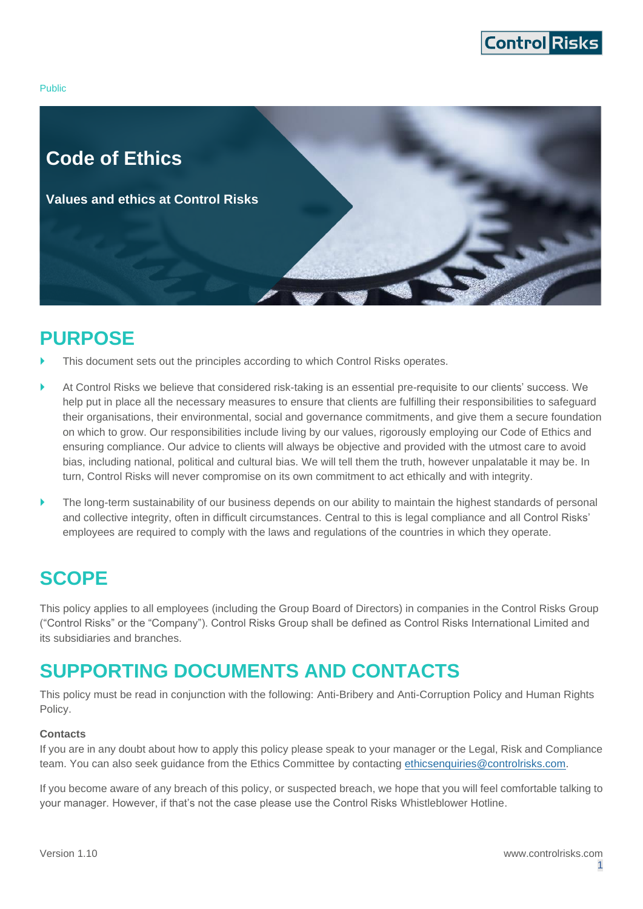Public

# Code of Ethics

**Values and ethics at Control Risks**

## PURPOSE

- This document sets out the principles according to which Control Risks operates.
- At Control Risks we believe that considered risk-taking is an essential pre-requisite to our clients' success. We help put in place all the necessary measures to ensure that clients are fulfilling their responsibilities to safeguard their organisations, their environmental, social and governance commitments, and give them a secure foundation on which to grow. Our responsibilities include living by our values, rigorously employing our Code of Ethics and ensuring compliance. Our advice to clients will always be objective and provided with the utmost care to avoid bias, including national, political and cultural bias. We will tell them the truth, however unpalatable it may be. In turn, Control Risks will never compromise on its own commitment to act ethically and with integrity.
- The long-term sustainability of our business depends on our ability to maintain the highest standards of personal and collective integrity, often in difficult circumstances. Central to this is legal compliance and all Control Risks' employees are required to comply with the laws and regulations of the countries in which they operate.

## SCOPE

This policy applies to all employees (including the Group Board of Directors) in companies in the Control Risks Group ("Control Risks" or the "Company"). Control Risks Group shall be defined as Control Risks International Limited and its subsidiaries and branches.

## SUPPORTING DOCUMENTS AND CONTACTS

This policy must be read in conjunction with the following: Anti-Bribery and Anti-Corruption Policy and Human Rights Policy.

**Contacts**

If you are in any doubt about how to apply this policy please speak to your manager or the Legal, Risk and Compliance team. You can also seek guidance from the Ethics Committee by contacting ethicsenquiries@controlrisks.com.

If you become aware of any breach of this policy, or suspected breach, we hope that you will feel comfortable talking to your manager. However, if that's not the case please use the Control Risks Whistleblower Hotline.

Version 1.10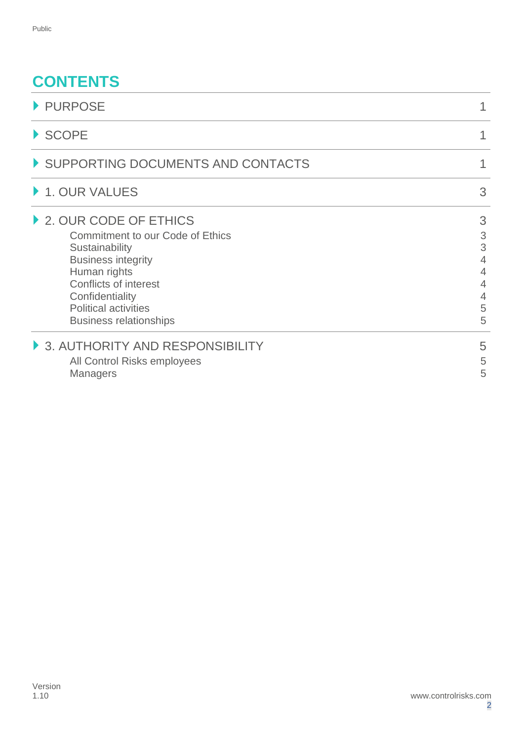Public

# CONTENTS

| | |
|---|---|
| PURPOSE | 1 |
| SCOPE | 1 |
| SUPPORTING DOCUMENTS AND CONTACTS | 1 |
| 1. OUR VALUES | 3 |
| 2. OUR CODE OF ETHICS | 3 |
| Commitment to our Code of Ethics | 3 |
| Sustainability | 3 |
| Business integrity | 4 |
| Human rights | 4 |
| Conflicts of interest | 4 |
| Confidentiality | 4 |
| Political activities | 5 |
| Business relationships | 5 |
| 3. AUTHORITY AND RESPONSIBILITY | 5 |
| All Control Risks employees | 5 |
| Managers | 5 |

Version
1.10

www.controlrisks.com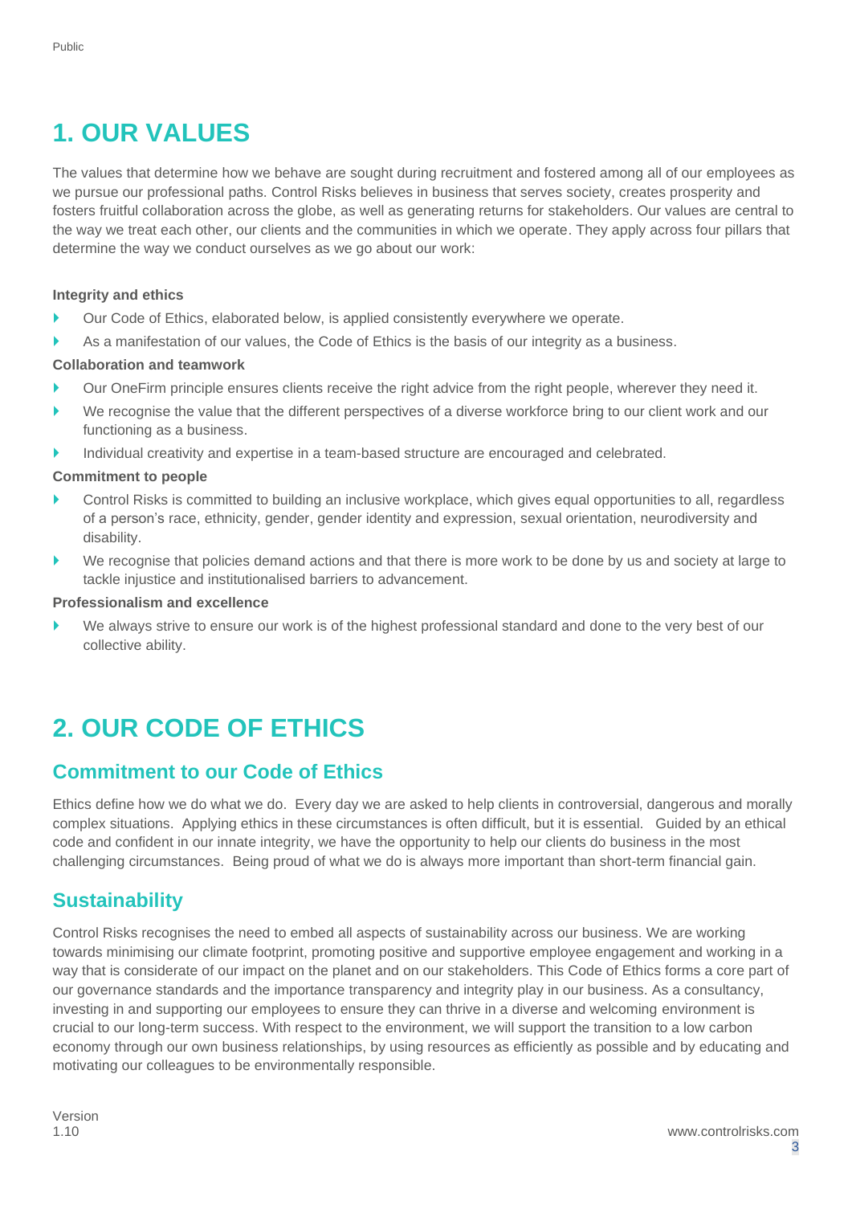# 1. OUR VALUES

The values that determine how we behave are sought during recruitment and fostered among all of our employees as we pursue our professional paths. Control Risks believes in business that serves society, creates prosperity and fosters fruitful collaboration across the globe, as well as generating returns for stakeholders. Our values are central to the way we treat each other, our clients and the communities in which we operate. They apply across four pillars that determine the way we conduct ourselves as we go about our work:

**Integrity and ethics**

- Our Code of Ethics, elaborated below, is applied consistently everywhere we operate.
- As a manifestation of our values, the Code of Ethics is the basis of our integrity as a business.

**Collaboration and teamwork**

- Our OneFirm principle ensures clients receive the right advice from the right people, wherever they need it.
- We recognise the value that the different perspectives of a diverse workforce bring to our client work and our functioning as a business.
- Individual creativity and expertise in a team-based structure are encouraged and celebrated.

**Commitment to people**

- Control Risks is committed to building an inclusive workplace, which gives equal opportunities to all, regardless of a person's race, ethnicity, gender, gender identity and expression, sexual orientation, neurodiversity and disability.
- We recognise that policies demand actions and that there is more work to be done by us and society at large to tackle injustice and institutionalised barriers to advancement.

**Professionalism and excellence**

- We always strive to ensure our work is of the highest professional standard and done to the very best of our collective ability.

# 2. OUR CODE OF ETHICS

## Commitment to our Code of Ethics

Ethics define how we do what we do. Every day we are asked to help clients in controversial, dangerous and morally complex situations. Applying ethics in these circumstances is often difficult, but it is essential. Guided by an ethical code and confident in our innate integrity, we have the opportunity to help our clients do business in the most challenging circumstances. Being proud of what we do is always more important than short-term financial gain.

## Sustainability

Control Risks recognises the need to embed all aspects of sustainability across our business. We are working towards minimising our climate footprint, promoting positive and supportive employee engagement and working in a way that is considerate of our impact on the planet and on our stakeholders. This Code of Ethics forms a core part of our governance standards and the importance transparency and integrity play in our business. As a consultancy, investing in and supporting our employees to ensure they can thrive in a diverse and welcoming environment is crucial to our long-term success. With respect to the environment, we will support the transition to a low carbon economy through our own business relationships, by using resources as efficiently as possible and by educating and motivating our colleagues to be environmentally responsible.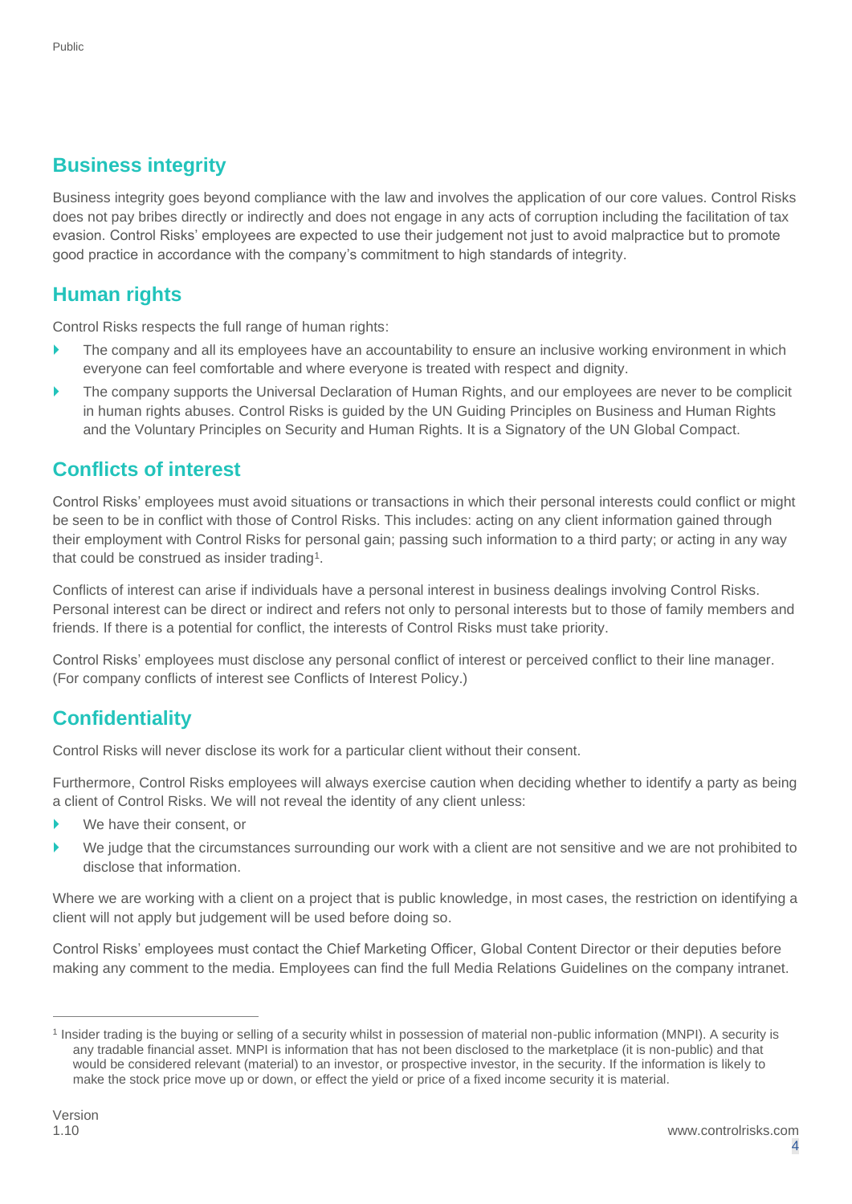## Business integrity

Business integrity goes beyond compliance with the law and involves the application of our core values. Control Risks does not pay bribes directly or indirectly and does not engage in any acts of corruption including the facilitation of tax evasion. Control Risks' employees are expected to use their judgement not just to avoid malpractice but to promote good practice in accordance with the company's commitment to high standards of integrity.

## Human rights

Control Risks respects the full range of human rights:

- The company and all its employees have an accountability to ensure an inclusive working environment in which everyone can feel comfortable and where everyone is treated with respect and dignity.
- The company supports the Universal Declaration of Human Rights, and our employees are never to be complicit in human rights abuses. Control Risks is guided by the UN Guiding Principles on Business and Human Rights and the Voluntary Principles on Security and Human Rights. It is a Signatory of the UN Global Compact.

## Conflicts of interest

Control Risks' employees must avoid situations or transactions in which their personal interests could conflict or might be seen to be in conflict with those of Control Risks. This includes: acting on any client information gained through their employment with Control Risks for personal gain; passing such information to a third party; or acting in any way that could be construed as insider trading[1].

Conflicts of interest can arise if individuals have a personal interest in business dealings involving Control Risks. Personal interest can be direct or indirect and refers not only to personal interests but to those of family members and friends. If there is a potential for conflict, the interests of Control Risks must take priority.

Control Risks' employees must disclose any personal conflict of interest or perceived conflict to their line manager. (For company conflicts of interest see Conflicts of Interest Policy.)

## Confidentiality

Control Risks will never disclose its work for a particular client without their consent.

Furthermore, Control Risks employees will always exercise caution when deciding whether to identify a party as being a client of Control Risks. We will not reveal the identity of any client unless:

- We have their consent, or
- We judge that the circumstances surrounding our work with a client are not sensitive and we are not prohibited to disclose that information.

Where we are working with a client on a project that is public knowledge, in most cases, the restriction on identifying a client will not apply but judgement will be used before doing so.

Control Risks' employees must contact the Chief Marketing Officer, Global Content Director or their deputies before making any comment to the media. Employees can find the full Media Relations Guidelines on the company intranet.

---

[1] Insider trading is the buying or selling of a security whilst in possession of material non-public information (MNPI). A security is any tradable financial asset. MNPI is information that has not been disclosed to the marketplace (it is non-public) and that would be considered relevant (material) to an investor, or prospective investor, in the security. If the information is likely to make the stock price move up or down, or effect the yield or price of a fixed income security it is material.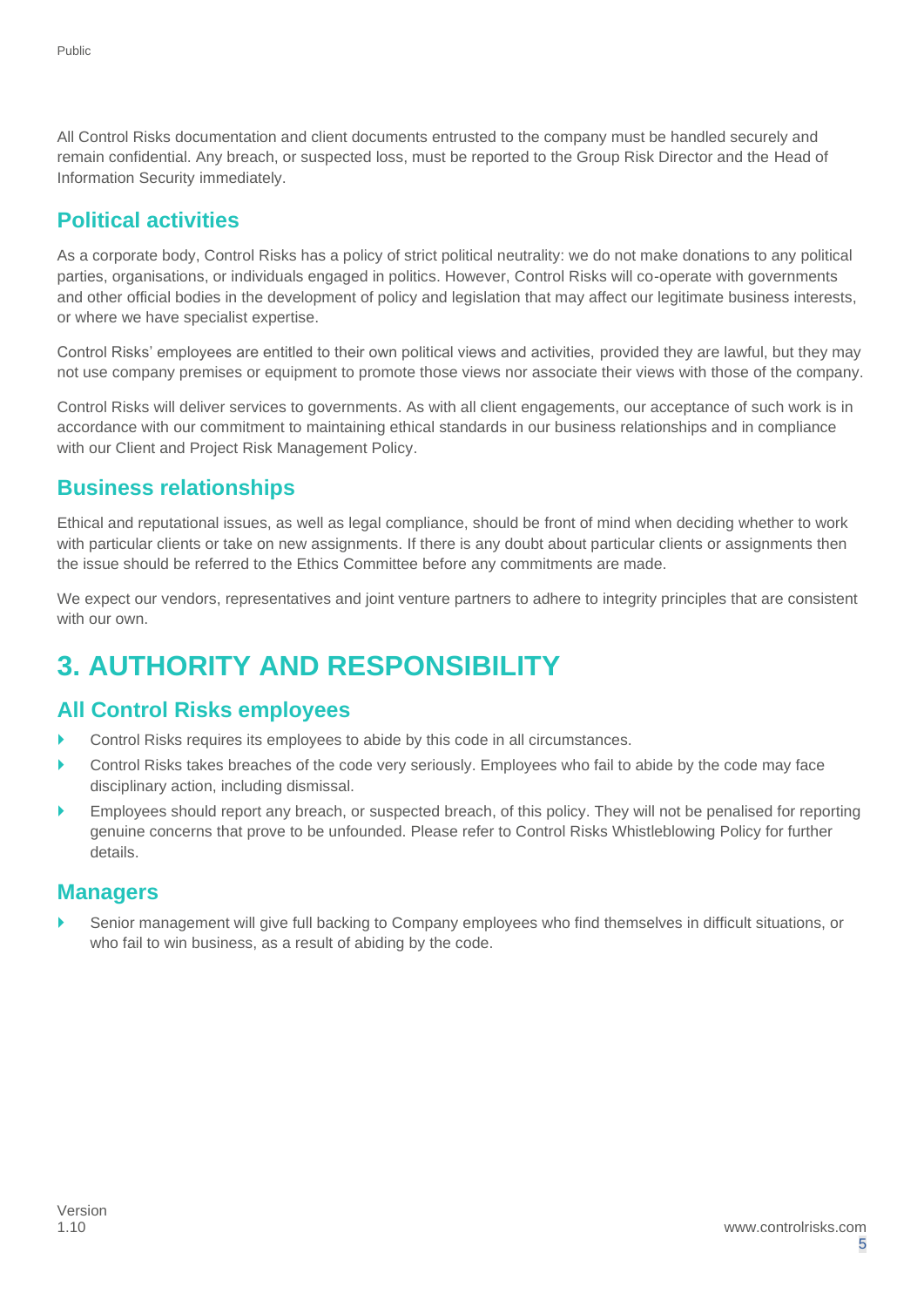All Control Risks documentation and client documents entrusted to the company must be handled securely and remain confidential. Any breach, or suspected loss, must be reported to the Group Risk Director and the Head of Information Security immediately.

## Political activities

As a corporate body, Control Risks has a policy of strict political neutrality: we do not make donations to any political parties, organisations, or individuals engaged in politics. However, Control Risks will co-operate with governments and other official bodies in the development of policy and legislation that may affect our legitimate business interests, or where we have specialist expertise.

Control Risks' employees are entitled to their own political views and activities, provided they are lawful, but they may not use company premises or equipment to promote those views nor associate their views with those of the company.

Control Risks will deliver services to governments. As with all client engagements, our acceptance of such work is in accordance with our commitment to maintaining ethical standards in our business relationships and in compliance with our Client and Project Risk Management Policy.

## Business relationships

Ethical and reputational issues, as well as legal compliance, should be front of mind when deciding whether to work with particular clients or take on new assignments. If there is any doubt about particular clients or assignments then the issue should be referred to the Ethics Committee before any commitments are made.

We expect our vendors, representatives and joint venture partners to adhere to integrity principles that are consistent with our own.

# 3. AUTHORITY AND RESPONSIBILITY

## All Control Risks employees

- Control Risks requires its employees to abide by this code in all circumstances.
- Control Risks takes breaches of the code very seriously. Employees who fail to abide by the code may face disciplinary action, including dismissal.
- Employees should report any breach, or suspected breach, of this policy. They will not be penalised for reporting genuine concerns that prove to be unfounded. Please refer to Control Risks Whistleblowing Policy for further details.

## Managers

- Senior management will give full backing to Company employees who find themselves in difficult situations, or who fail to win business, as a result of abiding by the code.